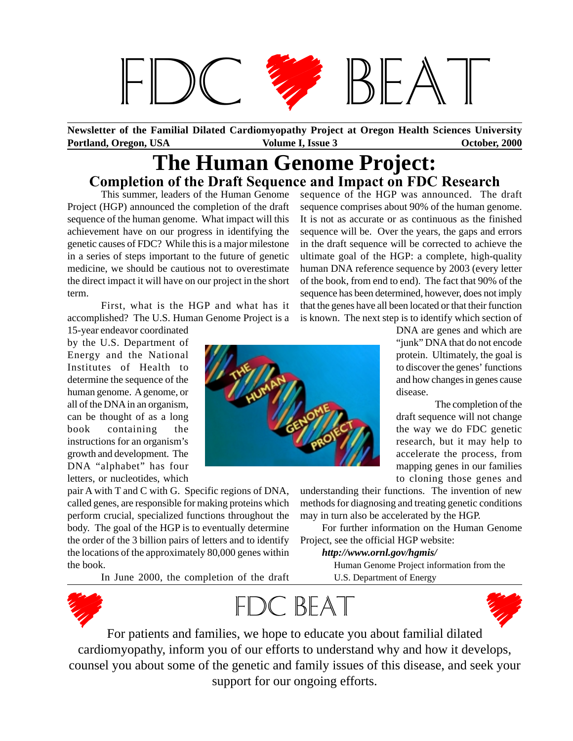# FDC BEAT

**Newsletter of the Familial Dilated Cardiomyopathy Project at Oregon Health Sciences University**
**Portland, Oregon, USA** **Volume I, Issue 3** **October, 2000**

# The Human Genome Project:
## Completion of the Draft Sequence and Impact on FDC Research

This summer, leaders of the Human Genome Project (HGP) announced the completion of the draft sequence of the human genome. What impact will this achievement have on our progress in identifying the genetic causes of FDC? While this is a major milestone in a series of steps important to the future of genetic medicine, we should be cautious not to overestimate the direct impact it will have on our project in the short term.

First, what is the HGP and what has it accomplished? The U.S. Human Genome Project is a 15-year endeavor coordinated by the U.S. Department of Energy and the National Institutes of Health to determine the sequence of the human genome. A genome, or all of the DNA in an organism, can be thought of as a long book containing the instructions for an organism's growth and development. The DNA "alphabet" has four letters, or nucleotides, which pair A with T and C with G. Specific regions of DNA, called genes, are responsible for making proteins which perform crucial, specialized functions throughout the body. The goal of the HGP is to eventually determine the order of the 3 billion pairs of letters and to identify the locations of the approximately 80,000 genes within the book.

In June 2000, the completion of the draft sequence of the HGP was announced. The draft sequence comprises about 90% of the human genome. It is not as accurate or as continuous as the finished sequence will be. Over the years, the gaps and errors in the draft sequence will be corrected to achieve the ultimate goal of the HGP: a complete, high-quality human DNA reference sequence by 2003 (every letter of the book, from end to end). The fact that 90% of the sequence has been determined, however, does not imply that the genes have all been located or that their function is known. The next step is to identify which section of DNA are genes and which are "junk" DNA that do not encode protein. Ultimately, the goal is to discover the genes' functions and how changes in genes cause disease.

The completion of the draft sequence will not change the way we do FDC genetic research, but it may help to accelerate the process, from mapping genes in our families to cloning those genes and understanding their functions. The invention of new methods for diagnosing and treating genetic conditions may in turn also be accelerated by the HGP.

For further information on the Human Genome Project, see the official HGP website:

***http://www.ornl.gov/hgmis/***
Human Genome Project information from the U.S. Department of Energy

## FDC BEAT

For patients and families, we hope to educate you about familial dilated cardiomyopathy, inform you of our efforts to understand why and how it develops, counsel you about some of the genetic and family issues of this disease, and seek your support for our ongoing efforts.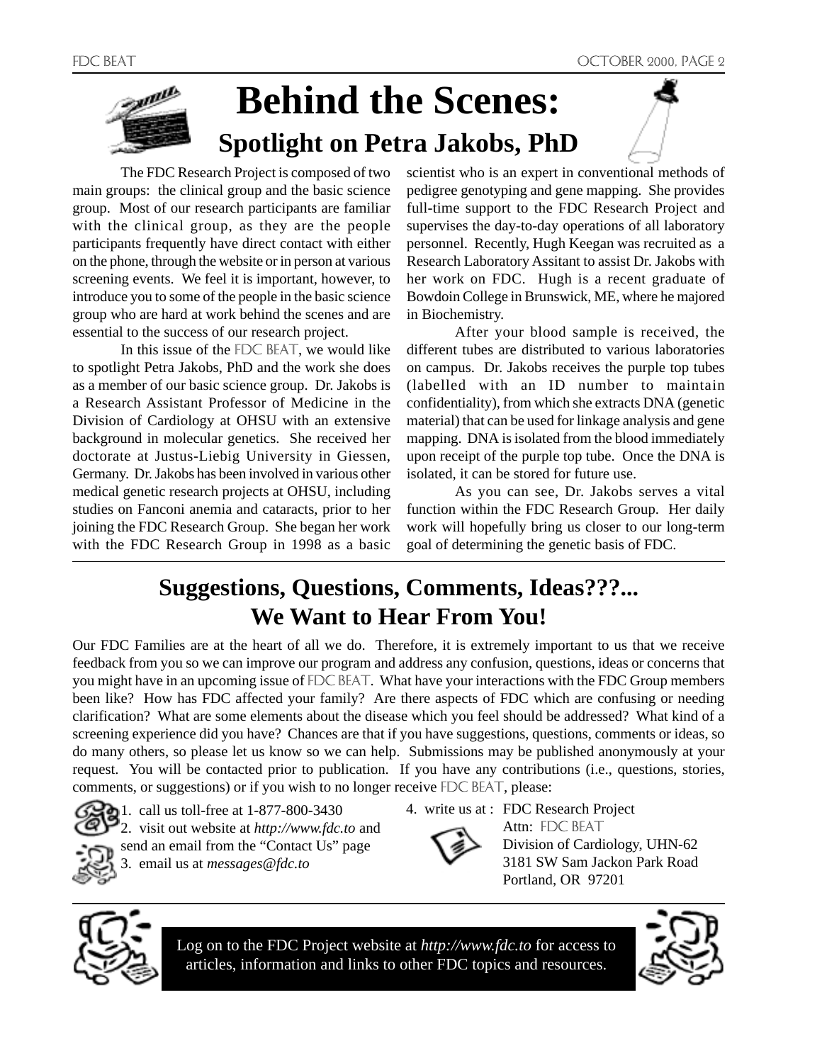# Behind the Scenes:

## Spotlight on Petra Jakobs, PhD

The FDC Research Project is composed of two main groups: the clinical group and the basic science group. Most of our research participants are familiar with the clinical group, as they are the people participants frequently have direct contact with either on the phone, through the website or in person at various screening events. We feel it is important, however, to introduce you to some of the people in the basic science group who are hard at work behind the scenes and are essential to the success of our research project.

In this issue of the FDC BEAT, we would like to spotlight Petra Jakobs, PhD and the work she does as a member of our basic science group. Dr. Jakobs is a Research Assistant Professor of Medicine in the Division of Cardiology at OHSU with an extensive background in molecular genetics. She received her doctorate at Justus-Liebig University in Giessen, Germany. Dr. Jakobs has been involved in various other medical genetic research projects at OHSU, including studies on Fanconi anemia and cataracts, prior to her joining the FDC Research Group. She began her work with the FDC Research Group in 1998 as a basic scientist who is an expert in conventional methods of pedigree genotyping and gene mapping. She provides full-time support to the FDC Research Project and supervises the day-to-day operations of all laboratory personnel. Recently, Hugh Keegan was recruited as a Research Laboratory Assitant to assist Dr. Jakobs with her work on FDC. Hugh is a recent graduate of Bowdoin College in Brunswick, ME, where he majored in Biochemistry.

After your blood sample is received, the different tubes are distributed to various laboratories on campus. Dr. Jakobs receives the purple top tubes (labelled with an ID number to maintain confidentiality), from which she extracts DNA (genetic material) that can be used for linkage analysis and gene mapping. DNA is isolated from the blood immediately upon receipt of the purple top tube. Once the DNA is isolated, it can be stored for future use.

As you can see, Dr. Jakobs serves a vital function within the FDC Research Group. Her daily work will hopefully bring us closer to our long-term goal of determining the genetic basis of FDC.

---

## Suggestions, Questions, Comments, Ideas???...
## We Want to Hear From You!

Our FDC Families are at the heart of all we do. Therefore, it is extremely important to us that we receive feedback from you so we can improve our program and address any confusion, questions, ideas or concerns that you might have in an upcoming issue of FDC BEAT. What have your interactions with the FDC Group members been like? How has FDC affected your family? Are there aspects of FDC which are confusing or needing clarification? What are some elements about the disease which you feel should be addressed? What kind of a screening experience did you have? Chances are that if you have suggestions, questions, comments or ideas, so do many others, so please let us know so we can help. Submissions may be published anonymously at your request. You will be contacted prior to publication. If you have any contributions (i.e., questions, stories, comments, or suggestions) or if you wish to no longer receive FDC BEAT, please:

1. call us toll-free at 1-877-800-3430
2. visit out website at *http://www.fdc.to* and send an email from the "Contact Us" page
3. email us at *messages@fdc.to*
4. write us at : FDC Research Project
   Attn: FDC BEAT
   Division of Cardiology, UHN-62
   3181 SW Sam Jackon Park Road
   Portland, OR 97201

---

Log on to the FDC Project website at *http://www.fdc.to* for access to articles, information and links to other FDC topics and resources.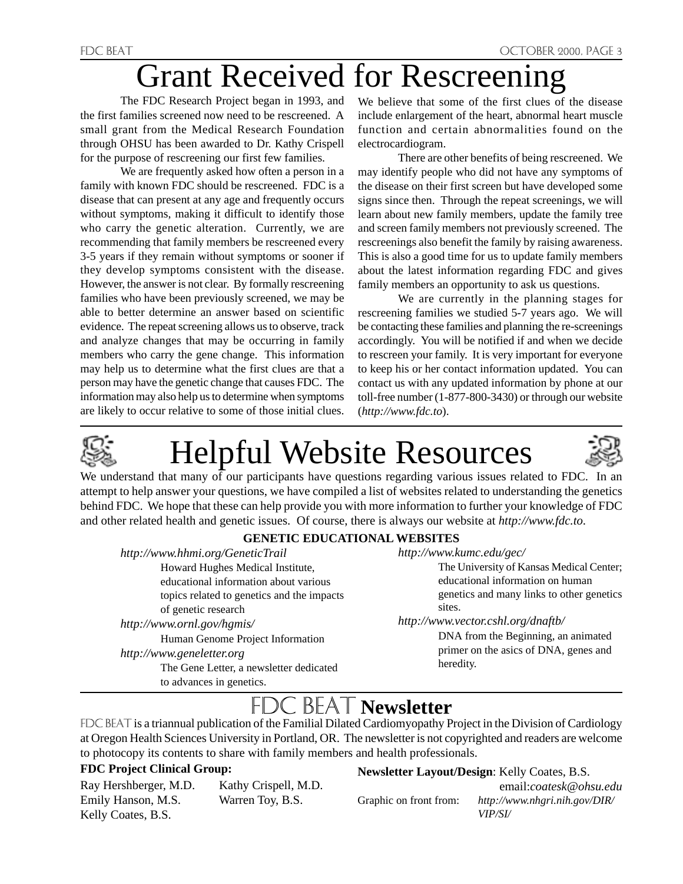# Grant Received for Rescreening

The FDC Research Project began in 1993, and the first families screened now need to be rescreened. A small grant from the Medical Research Foundation through OHSU has been awarded to Dr. Kathy Crispell for the purpose of rescreening our first few families.

We are frequently asked how often a person in a family with known FDC should be rescreened. FDC is a disease that can present at any age and frequently occurs without symptoms, making it difficult to identify those who carry the genetic alteration. Currently, we are recommending that family members be rescreened every 3-5 years if they remain without symptoms or sooner if they develop symptoms consistent with the disease. However, the answer is not clear. By formally rescreening families who have been previously screened, we may be able to better determine an answer based on scientific evidence. The repeat screening allows us to observe, track and analyze changes that may be occurring in family members who carry the gene change. This information may help us to determine what the first clues are that a person may have the genetic change that causes FDC. The information may also help us to determine when symptoms are likely to occur relative to some of those initial clues. We believe that some of the first clues of the disease include enlargement of the heart, abnormal heart muscle function and certain abnormalities found on the electrocardiogram.

There are other benefits of being rescreened. We may identify people who did not have any symptoms of the disease on their first screen but have developed some signs since then. Through the repeat screenings, we will learn about new family members, update the family tree and screen family members not previously screened. The rescreenings also benefit the family by raising awareness. This is also a good time for us to update family members about the latest information regarding FDC and gives family members an opportunity to ask us questions.

We are currently in the planning stages for rescreening families we studied 5-7 years ago. We will be contacting these families and planning the re-screenings accordingly. You will be notified if and when we decide to rescreen your family. It is very important for everyone to keep his or her contact information updated. You can contact us with any updated information by phone at our toll-free number (1-877-800-3430) or through our website (*http://www.fdc.to*).

# Helpful Website Resources

We understand that many of our participants have questions regarding various issues related to FDC. In an attempt to help answer your questions, we have compiled a list of websites related to understanding the genetics behind FDC. We hope that these can help provide you with more information to further your knowledge of FDC and other related health and genetic issues. Of course, there is always our website at *http://www.fdc.to*.

**GENETIC EDUCATIONAL WEBSITES**

*http://www.hhmi.org/GeneticTrail*
Howard Hughes Medical Institute, educational information about various topics related to genetics and the impacts of genetic research

*http://www.ornl.gov/hgmis/*
Human Genome Project Information

*http://www.geneletter.org*
The Gene Letter, a newsletter dedicated to advances in genetics.

*http://www.kumc.edu/gec/*
The University of Kansas Medical Center; educational information on human genetics and many links to other genetics sites.

*http://www.vector.cshl.org/dnaftb/*
DNA from the Beginning, an animated primer on the asics of DNA, genes and heredity.

# FDC BEAT **Newsletter**

FDC BEAT is a triannual publication of the Familial Dilated Cardiomyopathy Project in the Division of Cardiology at Oregon Health Sciences University in Portland, OR. The newsletter is not copyrighted and readers are welcome to photocopy its contents to share with family members and health professionals.

**FDC Project Clinical Group:**

Ray Hershberger, M.D.
Kathy Crispell, M.D.
Emily Hanson, M.S.
Warren Toy, B.S.
Kelly Coates, B.S.

**Newsletter Layout/Design**: Kelly Coates, B.S.
email:*coatesk@ohsu.edu*

Graphic on front from: *http://www.nhgri.nih.gov/DIR/VIP/SI/*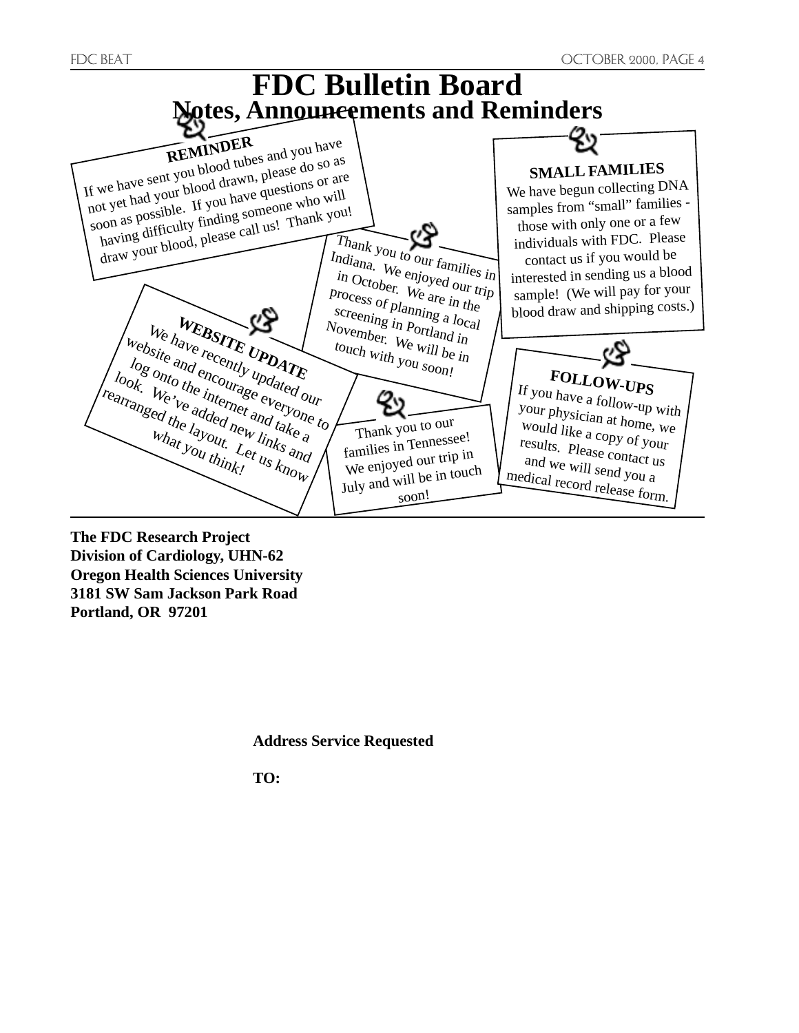# FDC Bulletin Board

## Notes, Announcements and Reminders

**REMINDER**

If we have sent you blood tubes and you have not yet had your blood drawn, please do so as soon as possible. If you have questions or are having difficulty finding someone who will draw your blood, please call us! Thank you!

**SMALL FAMILIES**

We have begun collecting DNA samples from "small" families - those with only one or a few individuals with FDC. Please contact us if you would be interested in sending us a blood sample! (We will pay for your blood draw and shipping costs.)

Thank you to our families in Indiana. We enjoyed our trip in October. We are in the process of planning a local screening in Portland in November. We will be in touch with you soon!

**WEBSITE UPDATE**

We have recently updated our website and encourage everyone to log onto the internet and take a look. We've added new links and rearranged the layout. Let us know what you think!

**FOLLOW-UPS**

If you have a follow-up with your physician at home, we would like a copy of your results. Please contact us and we will send you a medical record release form.

Thank you to our families in Tennessee! We enjoyed our trip in July and will be in touch soon!

---

**The FDC Research Project**
**Division of Cardiology, UHN-62**
**Oregon Health Sciences University**
**3181 SW Sam Jackson Park Road**
**Portland, OR 97201**

**Address Service Requested**

**TO:**